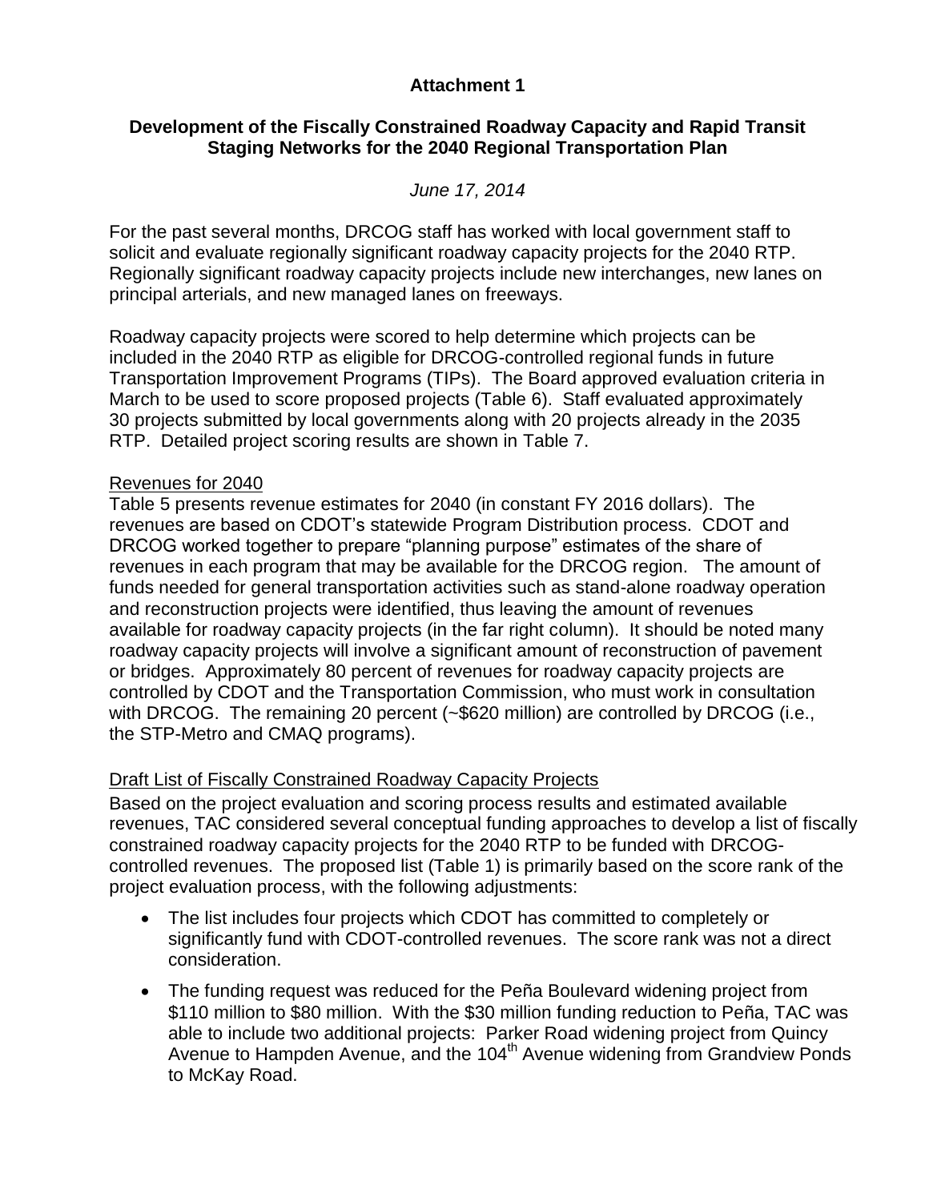**Attachment 1**

**Development of the Fiscally Constrained Roadway Capacity and Rapid Transit Staging Networks for the 2040 Regional Transportation Plan**

*June 17, 2014*

For the past several months, DRCOG staff has worked with local government staff to solicit and evaluate regionally significant roadway capacity projects for the 2040 RTP. Regionally significant roadway capacity projects include new interchanges, new lanes on principal arterials, and new managed lanes on freeways.

Roadway capacity projects were scored to help determine which projects can be included in the 2040 RTP as eligible for DRCOG-controlled regional funds in future Transportation Improvement Programs (TIPs). The Board approved evaluation criteria in March to be used to score proposed projects (Table 6). Staff evaluated approximately 30 projects submitted by local governments along with 20 projects already in the 2035 RTP. Detailed project scoring results are shown in Table 7.

Revenues for 2040

Table 5 presents revenue estimates for 2040 (in constant FY 2016 dollars). The revenues are based on CDOT's statewide Program Distribution process. CDOT and DRCOG worked together to prepare "planning purpose" estimates of the share of revenues in each program that may be available for the DRCOG region. The amount of funds needed for general transportation activities such as stand-alone roadway operation and reconstruction projects were identified, thus leaving the amount of revenues available for roadway capacity projects (in the far right column). It should be noted many roadway capacity projects will involve a significant amount of reconstruction of pavement or bridges. Approximately 80 percent of revenues for roadway capacity projects are controlled by CDOT and the Transportation Commission, who must work in consultation with DRCOG. The remaining 20 percent (~$620 million) are controlled by DRCOG (i.e., the STP-Metro and CMAQ programs).

Draft List of Fiscally Constrained Roadway Capacity Projects

Based on the project evaluation and scoring process results and estimated available revenues, TAC considered several conceptual funding approaches to develop a list of fiscally constrained roadway capacity projects for the 2040 RTP to be funded with DRCOG-controlled revenues. The proposed list (Table 1) is primarily based on the score rank of the project evaluation process, with the following adjustments:

- The list includes four projects which CDOT has committed to completely or significantly fund with CDOT-controlled revenues. The score rank was not a direct consideration.
- The funding request was reduced for the Peña Boulevard widening project from $110 million to $80 million. With the $30 million funding reduction to Peña, TAC was able to include two additional projects: Parker Road widening project from Quincy Avenue to Hampden Avenue, and the 104th Avenue widening from Grandview Ponds to McKay Road.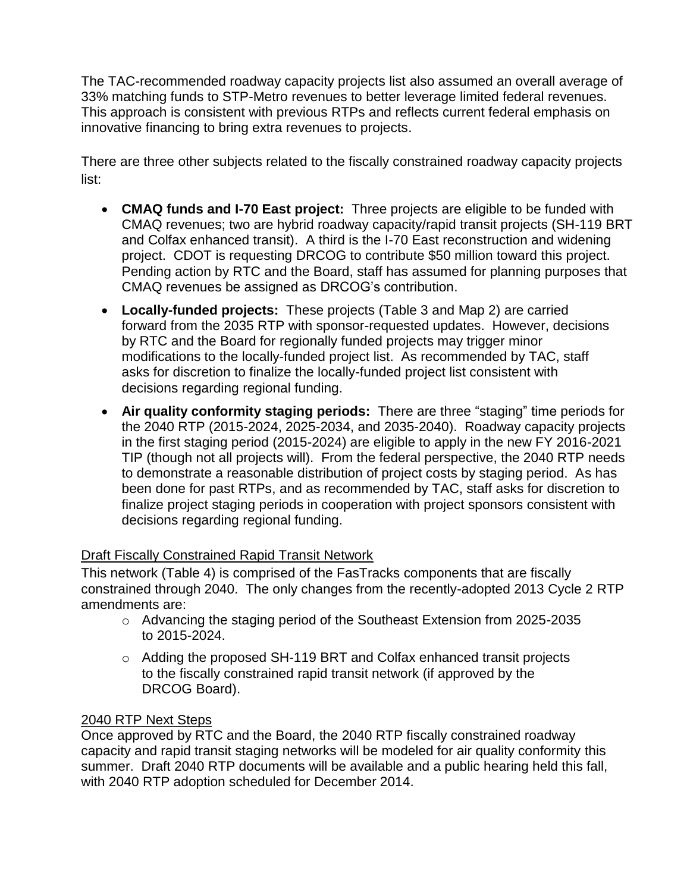The TAC-recommended roadway capacity projects list also assumed an overall average of 33% matching funds to STP-Metro revenues to better leverage limited federal revenues. This approach is consistent with previous RTPs and reflects current federal emphasis on innovative financing to bring extra revenues to projects.

There are three other subjects related to the fiscally constrained roadway capacity projects list:

- **CMAQ funds and I-70 East project:** Three projects are eligible to be funded with CMAQ revenues; two are hybrid roadway capacity/rapid transit projects (SH-119 BRT and Colfax enhanced transit). A third is the I-70 East reconstruction and widening project. CDOT is requesting DRCOG to contribute $50 million toward this project. Pending action by RTC and the Board, staff has assumed for planning purposes that CMAQ revenues be assigned as DRCOG's contribution.
- **Locally-funded projects:** These projects (Table 3 and Map 2) are carried forward from the 2035 RTP with sponsor-requested updates. However, decisions by RTC and the Board for regionally funded projects may trigger minor modifications to the locally-funded project list. As recommended by TAC, staff asks for discretion to finalize the locally-funded project list consistent with decisions regarding regional funding.
- **Air quality conformity staging periods:** There are three "staging" time periods for the 2040 RTP (2015-2024, 2025-2034, and 2035-2040). Roadway capacity projects in the first staging period (2015-2024) are eligible to apply in the new FY 2016-2021 TIP (though not all projects will). From the federal perspective, the 2040 RTP needs to demonstrate a reasonable distribution of project costs by staging period. As has been done for past RTPs, and as recommended by TAC, staff asks for discretion to finalize project staging periods in cooperation with project sponsors consistent with decisions regarding regional funding.

## Draft Fiscally Constrained Rapid Transit Network

This network (Table 4) is comprised of the FasTracks components that are fiscally constrained through 2040. The only changes from the recently-adopted 2013 Cycle 2 RTP amendments are:

- Advancing the staging period of the Southeast Extension from 2025-2035 to 2015-2024.
- Adding the proposed SH-119 BRT and Colfax enhanced transit projects to the fiscally constrained rapid transit network (if approved by the DRCOG Board).

## 2040 RTP Next Steps

Once approved by RTC and the Board, the 2040 RTP fiscally constrained roadway capacity and rapid transit staging networks will be modeled for air quality conformity this summer. Draft 2040 RTP documents will be available and a public hearing held this fall, with 2040 RTP adoption scheduled for December 2014.